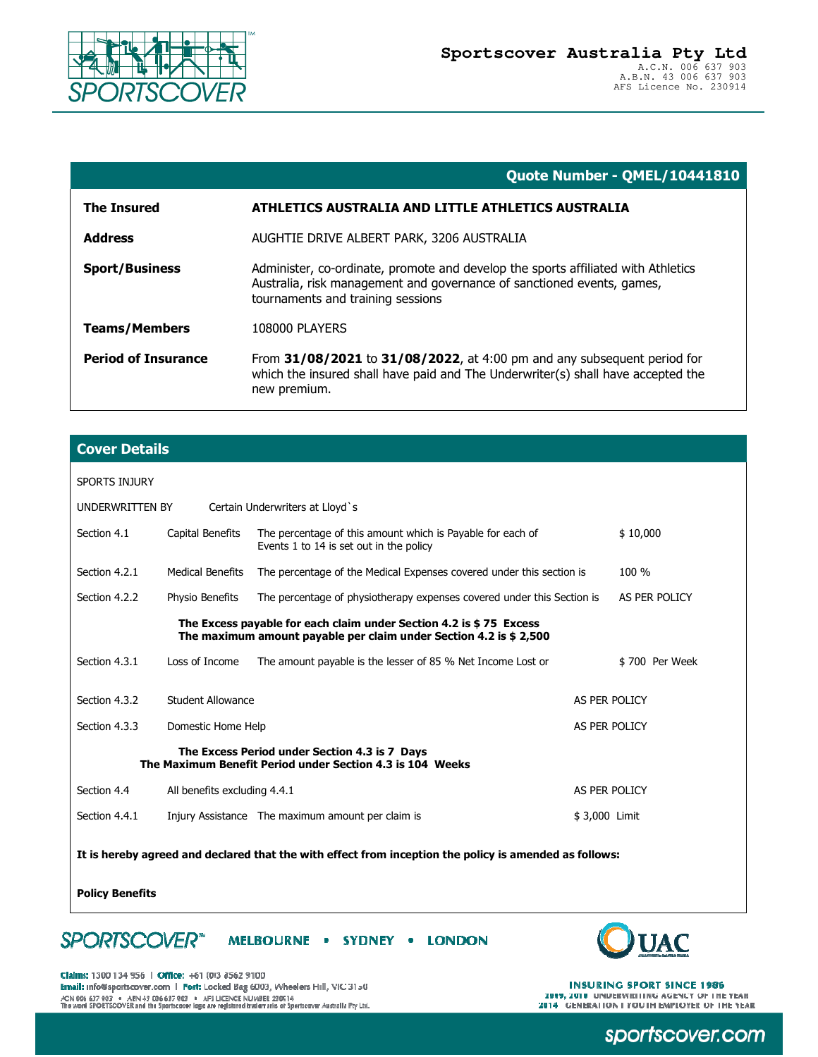**Sportscover Australia Pty Ltd**
A.C.N. 006 637 903
A.B.N. 43 006 637 903
AFS Licence No. 230914

## Quote Number - QMEL/10441810

| | |
|---|---|
| **The Insured** | **ATHLETICS AUSTRALIA AND LITTLE ATHLETICS AUSTRALIA** |
| **Address** | AUGHTIE DRIVE ALBERT PARK, 3206 AUSTRALIA |
| **Sport/Business** | Administer, co-ordinate, promote and develop the sports affiliated with Athletics Australia, risk management and governance of sanctioned events, games, tournaments and training sessions |
| **Teams/Members** | 108000 PLAYERS |
| **Period of Insurance** | From **31/08/2021** to **31/08/2022**, at 4:00 pm and any subsequent period for which the insured shall have paid and The Underwriter(s) shall have accepted the new premium. |

## Cover Details

SPORTS INJURY

UNDERWRITTEN BY Certain Underwriters at Lloyd`s

| | | | |
|---|---|---|---|
| Section 4.1 | Capital Benefits | The percentage of this amount which is Payable for each of Events 1 to 14 is set out in the policy | $ 10,000 |
| Section 4.2.1 | Medical Benefits | The percentage of the Medical Expenses covered under this section is | 100 % |
| Section 4.2.2 | Physio Benefits | The percentage of physiotherapy expenses covered under this Section is | AS PER POLICY |

**The Excess payable for each claim under Section 4.2 is $ 75 Excess**
**The maximum amount payable per claim under Section 4.2 is $ 2,500**

| | | | |
|---|---|---|---|
| Section 4.3.1 | Loss of Income | The amount payable is the lesser of 85 % Net Income Lost or | $ 700 Per Week |
| Section 4.3.2 | Student Allowance | | AS PER POLICY |
| Section 4.3.3 | Domestic Home Help | | AS PER POLICY |

**The Excess Period under Section 4.3 is 7 Days**
**The Maximum Benefit Period under Section 4.3 is 104 Weeks**

| | | | |
|---|---|---|---|
| Section 4.4 | All benefits excluding 4.4.1 | | AS PER POLICY |
| Section 4.4.1 | Injury Assistance | The maximum amount per claim is | $ 3,000 Limit |

**It is hereby agreed and declared that the with effect from inception the policy is amended as follows:**

**Policy Benefits**

SPORTSCOVER™ MELBOURNE • SYDNEY • LONDON

**Claims:** 1300 134 956 | **Office:** +61 (03) 8562 9100
**Email:** info@sportscover.com | **Post:** Locked Bag 6003, Wheelers Hill, VIC 3150
ACN 006 637 903 • ABN 43 006 637 903 • AFS LICENCE NUMBER 230914
The word SPORTSCOVER and the Sportscover logo are registered trademarks of Sportscover Australia Pty Ltd.

UAC

**INSURING SPORT SINCE 1986**
2009, 2010 UNDERWRITING AGENCY OF THE YEAR
2014 GENERATION I YOUTH EMPLOYER OF THE YEAR

sportscover.com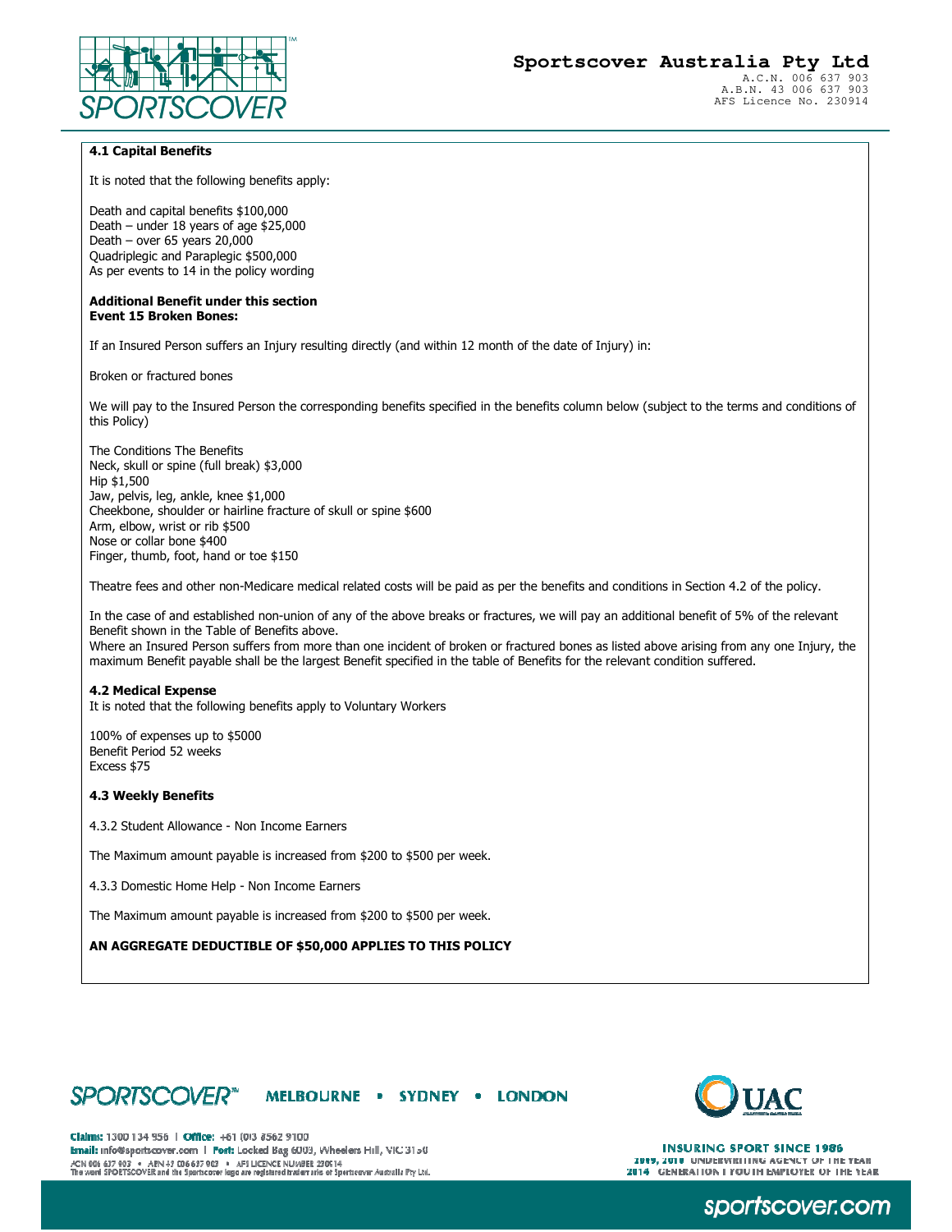### 4.1 Capital Benefits

It is noted that the following benefits apply:

Death and capital benefits $100,000
Death – under 18 years of age $25,000
Death – over 65 years 20,000
Quadriplegic and Paraplegic $500,000
As per events to 14 in the policy wording

**Additional Benefit under this section**
**Event 15 Broken Bones:**

If an Insured Person suffers an Injury resulting directly (and within 12 month of the date of Injury) in:

Broken or fractured bones

We will pay to the Insured Person the corresponding benefits specified in the benefits column below (subject to the terms and conditions of this Policy)

The Conditions The Benefits
Neck, skull or spine (full break) $3,000
Hip $1,500
Jaw, pelvis, leg, ankle, knee $1,000
Cheekbone, shoulder or hairline fracture of skull or spine $600
Arm, elbow, wrist or rib $500
Nose or collar bone $400
Finger, thumb, foot, hand or toe $150

Theatre fees and other non-Medicare medical related costs will be paid as per the benefits and conditions in Section 4.2 of the policy.

In the case of and established non-union of any of the above breaks or fractures, we will pay an additional benefit of 5% of the relevant Benefit shown in the Table of Benefits above.
Where an Insured Person suffers from more than one incident of broken or fractured bones as listed above arising from any one Injury, the maximum Benefit payable shall be the largest Benefit specified in the table of Benefits for the relevant condition suffered.

### 4.2 Medical Expense

It is noted that the following benefits apply to Voluntary Workers

100% of expenses up to $5000
Benefit Period 52 weeks
Excess $75

### 4.3 Weekly Benefits

4.3.2 Student Allowance - Non Income Earners

The Maximum amount payable is increased from $200 to $500 per week.

4.3.3 Domestic Home Help - Non Income Earners

The Maximum amount payable is increased from $200 to $500 per week.

**AN AGGREGATE DEDUCTIBLE OF $50,000 APPLIES TO THIS POLICY**